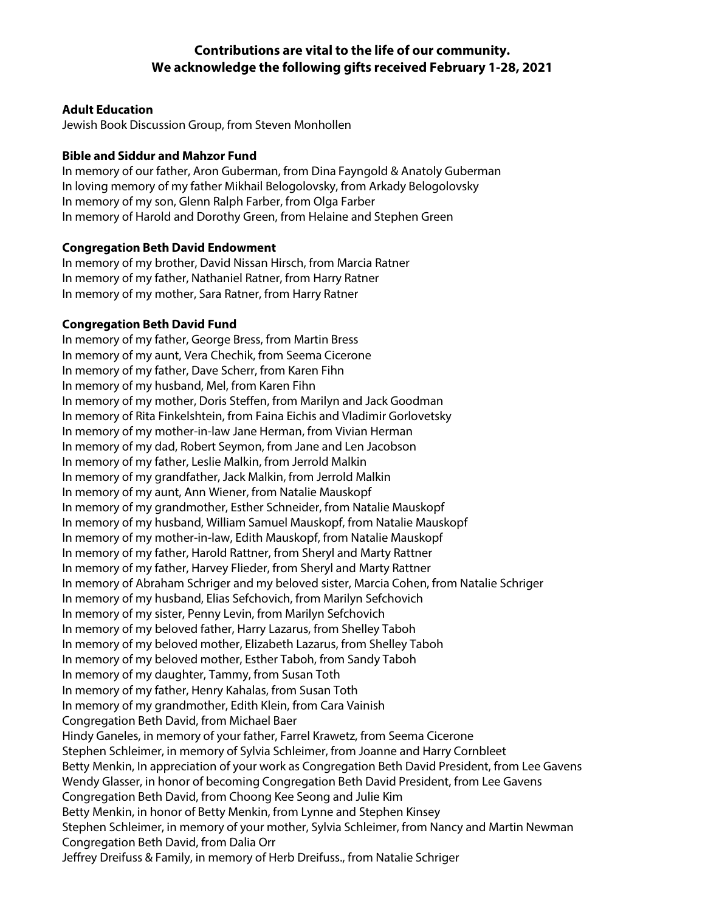**Contributions are vital to the life of our community.**
**We acknowledge the following gifts received February 1-28, 2021**

**Adult Education**

Jewish Book Discussion Group, from Steven Monhollen

**Bible and Siddur and Mahzor Fund**

In memory of our father, Aron Guberman, from Dina Fayngold & Anatoly Guberman
In loving memory of my father Mikhail Belogolovsky, from Arkady Belogolovsky
In memory of my son, Glenn Ralph Farber, from Olga Farber
In memory of Harold and Dorothy Green, from Helaine and Stephen Green

**Congregation Beth David Endowment**

In memory of my brother, David Nissan Hirsch, from Marcia Ratner
In memory of my father, Nathaniel Ratner, from Harry Ratner
In memory of my mother, Sara Ratner, from Harry Ratner

**Congregation Beth David Fund**

In memory of my father, George Bress, from Martin Bress
In memory of my aunt, Vera Chechik, from Seema Cicerone
In memory of my father, Dave Scherr, from Karen Fihn
In memory of my husband, Mel, from Karen Fihn
In memory of my mother, Doris Steffen, from Marilyn and Jack Goodman
In memory of Rita Finkelshtein, from Faina Eichis and Vladimir Gorlovetsky
In memory of my mother-in-law Jane Herman, from Vivian Herman
In memory of my dad, Robert Seymon, from Jane and Len Jacobson
In memory of my father, Leslie Malkin, from Jerrold Malkin
In memory of my grandfather, Jack Malkin, from Jerrold Malkin
In memory of my aunt, Ann Wiener, from Natalie Mauskopf
In memory of my grandmother, Esther Schneider, from Natalie Mauskopf
In memory of my husband, William Samuel Mauskopf, from Natalie Mauskopf
In memory of my mother-in-law, Edith Mauskopf, from Natalie Mauskopf
In memory of my father, Harold Rattner, from Sheryl and Marty Rattner
In memory of my father, Harvey Flieder, from Sheryl and Marty Rattner
In memory of Abraham Schriger and my beloved sister, Marcia Cohen, from Natalie Schriger
In memory of my husband, Elias Sefchovich, from Marilyn Sefchovich
In memory of my sister, Penny Levin, from Marilyn Sefchovich
In memory of my beloved father, Harry Lazarus, from Shelley Taboh
In memory of my beloved mother, Elizabeth Lazarus, from Shelley Taboh
In memory of my beloved mother, Esther Taboh, from Sandy Taboh
In memory of my daughter, Tammy, from Susan Toth
In memory of my father, Henry Kahalas, from Susan Toth
In memory of my grandmother, Edith Klein, from Cara Vainish
Congregation Beth David, from Michael Baer
Hindy Ganeles, in memory of your father, Farrel Krawetz, from Seema Cicerone
Stephen Schleimer, in memory of Sylvia Schleimer, from Joanne and Harry Cornbleet
Betty Menkin, In appreciation of your work as Congregation Beth David President, from Lee Gavens
Wendy Glasser, in honor of becoming Congregation Beth David President, from Lee Gavens
Congregation Beth David, from Choong Kee Seong and Julie Kim
Betty Menkin, in honor of Betty Menkin, from Lynne and Stephen Kinsey
Stephen Schleimer, in memory of your mother, Sylvia Schleimer, from Nancy and Martin Newman
Congregation Beth David, from Dalia Orr
Jeffrey Dreifuss & Family, in memory of Herb Dreifuss., from Natalie Schriger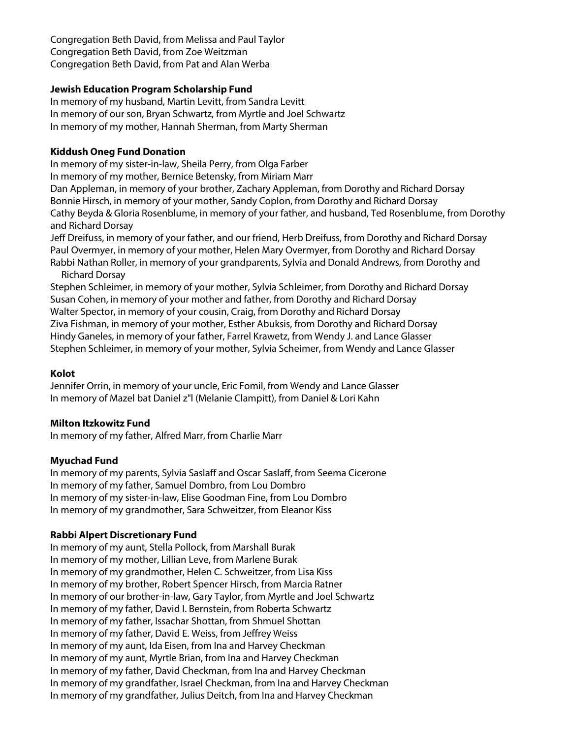Congregation Beth David, from Melissa and Paul Taylor
Congregation Beth David, from Zoe Weitzman
Congregation Beth David, from Pat and Alan Werba

**Jewish Education Program Scholarship Fund**

In memory of my husband, Martin Levitt, from Sandra Levitt
In memory of our son, Bryan Schwartz, from Myrtle and Joel Schwartz
In memory of my mother, Hannah Sherman, from Marty Sherman

**Kiddush Oneg Fund Donation**

In memory of my sister-in-law, Sheila Perry, from Olga Farber
In memory of my mother, Bernice Betensky, from Miriam Marr
Dan Appleman, in memory of your brother, Zachary Appleman, from Dorothy and Richard Dorsay
Bonnie Hirsch, in memory of your mother, Sandy Coplon, from Dorothy and Richard Dorsay
Cathy Beyda & Gloria Rosenblume, in memory of your father, and husband, Ted Rosenblume, from Dorothy and Richard Dorsay
Jeff Dreifuss, in memory of your father, and our friend, Herb Dreifuss, from Dorothy and Richard Dorsay
Paul Overmyer, in memory of your mother, Helen Mary Overmyer, from Dorothy and Richard Dorsay
Rabbi Nathan Roller, in memory of your grandparents, Sylvia and Donald Andrews, from Dorothy and Richard Dorsay
Stephen Schleimer, in memory of your mother, Sylvia Schleimer, from Dorothy and Richard Dorsay
Susan Cohen, in memory of your mother and father, from Dorothy and Richard Dorsay
Walter Spector, in memory of your cousin, Craig, from Dorothy and Richard Dorsay
Ziva Fishman, in memory of your mother, Esther Abuksis, from Dorothy and Richard Dorsay
Hindy Ganeles, in memory of your father, Farrel Krawetz, from Wendy J. and Lance Glasser
Stephen Schleimer, in memory of your mother, Sylvia Scheimer, from Wendy and Lance Glasser

**Kolot**

Jennifer Orrin, in memory of your uncle, Eric Fomil, from Wendy and Lance Glasser
In memory of Mazel bat Daniel z"l (Melanie Clampitt), from Daniel & Lori Kahn

**Milton Itzkowitz Fund**

In memory of my father, Alfred Marr, from Charlie Marr

**Myuchad Fund**

In memory of my parents, Sylvia Saslaff and Oscar Saslaff, from Seema Cicerone
In memory of my father, Samuel Dombro, from Lou Dombro
In memory of my sister-in-law, Elise Goodman Fine, from Lou Dombro
In memory of my grandmother, Sara Schweitzer, from Eleanor Kiss

**Rabbi Alpert Discretionary Fund**

In memory of my aunt, Stella Pollock, from Marshall Burak
In memory of my mother, Lillian Leve, from Marlene Burak
In memory of my grandmother, Helen C. Schweitzer, from Lisa Kiss
In memory of my brother, Robert Spencer Hirsch, from Marcia Ratner
In memory of our brother-in-law, Gary Taylor, from Myrtle and Joel Schwartz
In memory of my father, David I. Bernstein, from Roberta Schwartz
In memory of my father, Issachar Shottan, from Shmuel Shottan
In memory of my father, David E. Weiss, from Jeffrey Weiss
In memory of my aunt, Ida Eisen, from Ina and Harvey Checkman
In memory of my aunt, Myrtle Brian, from Ina and Harvey Checkman
In memory of my father, David Checkman, from Ina and Harvey Checkman
In memory of my grandfather, Israel Checkman, from Ina and Harvey Checkman
In memory of my grandfather, Julius Deitch, from Ina and Harvey Checkman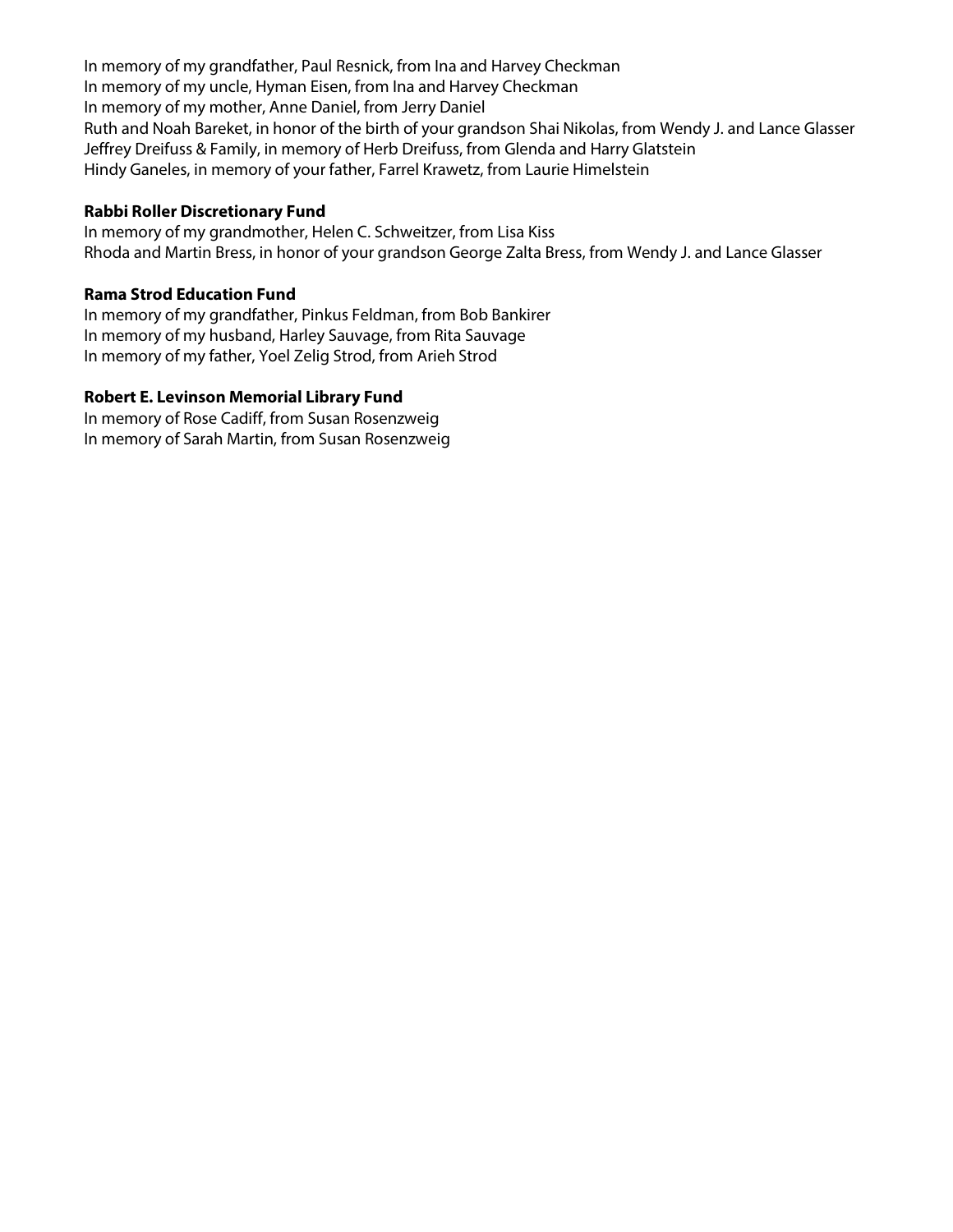In memory of my grandfather, Paul Resnick, from Ina and Harvey Checkman
In memory of my uncle, Hyman Eisen, from Ina and Harvey Checkman
In memory of my mother, Anne Daniel, from Jerry Daniel
Ruth and Noah Bareket, in honor of the birth of your grandson Shai Nikolas, from Wendy J. and Lance Glasser
Jeffrey Dreifuss & Family, in memory of Herb Dreifuss, from Glenda and Harry Glatstein
Hindy Ganeles, in memory of your father, Farrel Krawetz, from Laurie Himelstein

**Rabbi Roller Discretionary Fund**
In memory of my grandmother, Helen C. Schweitzer, from Lisa Kiss
Rhoda and Martin Bress, in honor of your grandson George Zalta Bress, from Wendy J. and Lance Glasser

**Rama Strod Education Fund**
In memory of my grandfather, Pinkus Feldman, from Bob Bankirer
In memory of my husband, Harley Sauvage, from Rita Sauvage
In memory of my father, Yoel Zelig Strod, from Arieh Strod

**Robert E. Levinson Memorial Library Fund**
In memory of Rose Cadiff, from Susan Rosenzweig
In memory of Sarah Martin, from Susan Rosenzweig